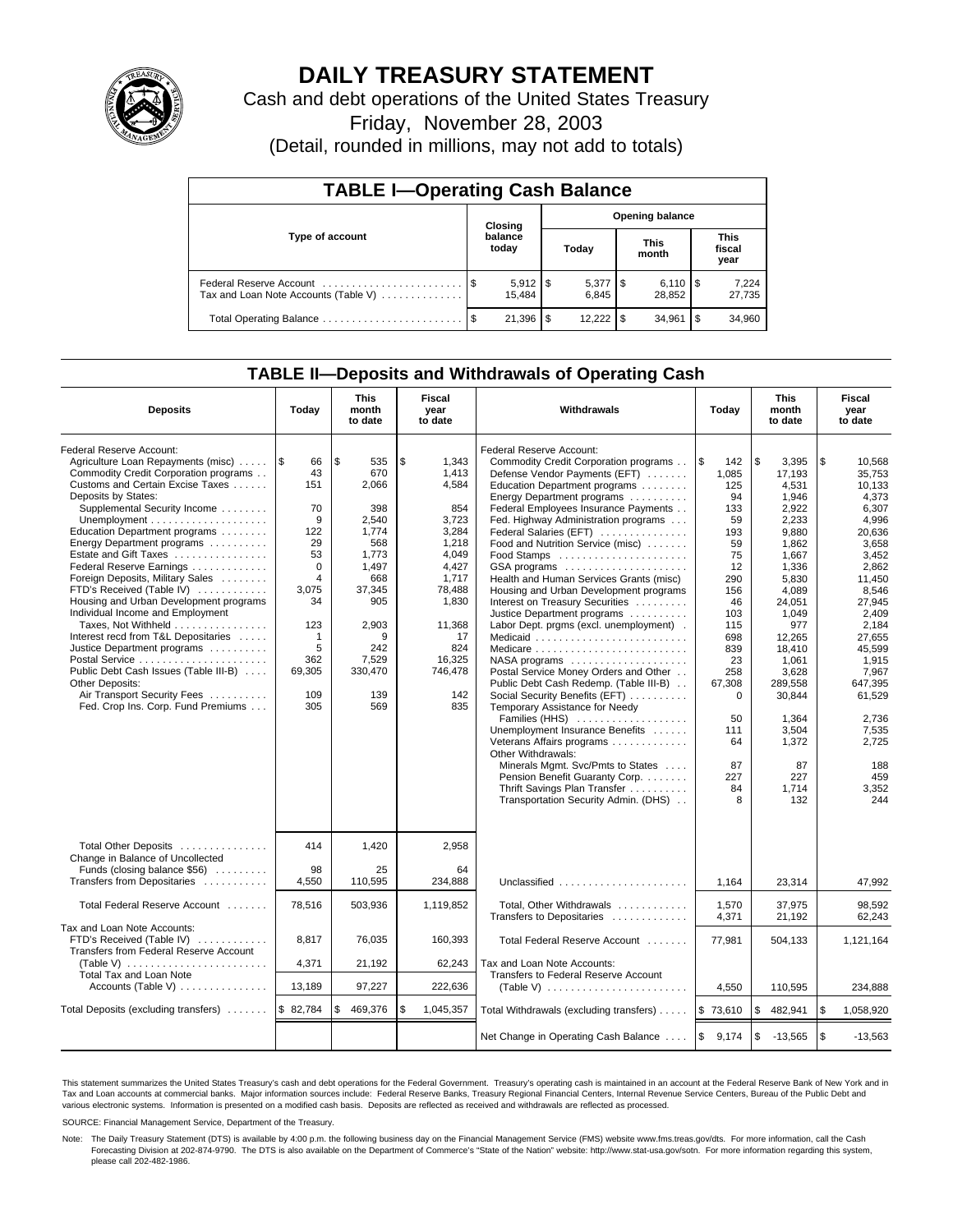# DAILY TREASURY STATEMENT

Cash and debt operations of the United States Treasury

Friday, November 28, 2003

(Detail, rounded in millions, may not add to totals)

## TABLE I—Operating Cash Balance

| Type of account | Closing balance today | Opening balance Today | Opening balance This month | Opening balance This fiscal year |
|---|---|---|---|---|
| Federal Reserve Account | $ 5,912 | $ 5,377 | $ 6,110 | $ 7,224 |
| Tax and Loan Note Accounts (Table V) | 15,484 | 6,845 | 28,852 | 27,735 |
| Total Operating Balance | $ 21,396 | $ 12,222 | $ 34,961 | $ 34,960 |

## TABLE II—Deposits and Withdrawals of Operating Cash

| Deposits | Today | This month to date | Fiscal year to date | Withdrawals | Today | This month to date | Fiscal year to date |
|---|---|---|---|---|---|---|---|
| Federal Reserve Account: | | | | Federal Reserve Account: | | | |
| Agriculture Loan Repayments (misc) | $ 66 | $ 535 | $ 1,343 | Commodity Credit Corporation programs | $ 142 | $ 3,395 | $ 10,568 |
| Commodity Credit Corporation programs | 43 | 670 | 1,413 | Defense Vendor Payments (EFT) | 1,085 | 17,193 | 35,753 |
| Customs and Certain Excise Taxes | 151 | 2,066 | 4,584 | Education Department programs | 125 | 4,531 | 10,133 |
| Deposits by States: | | | | Energy Department programs | 94 | 1,946 | 4,373 |
| Supplemental Security Income | 70 | 398 | 854 | Federal Employees Insurance Payments | 133 | 2,922 | 6,307 |
| Unemployment | 9 | 2,540 | 3,723 | Fed. Highway Administration programs | 59 | 2,233 | 4,996 |
| Education Department programs | 122 | 1,774 | 3,284 | Federal Salaries (EFT) | 193 | 9,880 | 20,636 |
| Energy Department programs | 29 | 568 | 1,218 | Food and Nutrition Service (misc) | 59 | 1,862 | 3,658 |
| Estate and Gift Taxes | 53 | 1,773 | 4,049 | Food Stamps | 75 | 1,667 | 3,452 |
| Federal Reserve Earnings | 0 | 1,497 | 4,427 | GSA programs | 12 | 1,336 | 2,862 |
| Foreign Deposits, Military Sales | 4 | 668 | 1,717 | Health and Human Services Grants (misc) | 290 | 5,830 | 11,450 |
| FTD's Received (Table IV) | 3,075 | 37,345 | 78,488 | Housing and Urban Development programs | 156 | 4,089 | 8,546 |
| Housing and Urban Development programs | 34 | 905 | 1,830 | Interest on Treasury Securities | 46 | 24,051 | 27,945 |
| Individual Income and Employment | | | | Justice Department programs | 103 | 1,049 | 2,409 |
| Taxes, Not Withheld | 123 | 2,903 | 11,368 | Labor Dept. prgms (excl. unemployment) | 115 | 977 | 2,184 |
| Interest recd from T&L Depositaries | 1 | 9 | 17 | Medicaid | 698 | 12,265 | 27,655 |
| Justice Department programs | 5 | 242 | 824 | Medicare | 839 | 18,410 | 45,599 |
| Postal Service | 362 | 7,529 | 16,325 | NASA programs | 23 | 1,061 | 1,915 |
| Public Debt Cash Issues (Table III-B) | 69,305 | 330,470 | 746,478 | Postal Service Money Orders and Other | 258 | 3,628 | 7,967 |
| Other Deposits: | | | | Public Debt Cash Redemp. (Table III-B) | 67,308 | 289,558 | 647,395 |
| Air Transport Security Fees | 109 | 139 | 142 | Social Security Benefits (EFT) | 0 | 30,844 | 61,529 |
| Fed. Crop Ins. Corp. Fund Premiums | 305 | 569 | 835 | Temporary Assistance for Needy | | | |
| | | | | Families (HHS) | 50 | 1,364 | 2,736 |
| | | | | Unemployment Insurance Benefits | 111 | 3,504 | 7,535 |
| | | | | Veterans Affairs programs | 64 | 1,372 | 2,725 |
| | | | | Other Withdrawals: | | | |
| | | | | Minerals Mgmt. Svc/Pmts to States | 87 | 87 | 188 |
| | | | | Pension Benefit Guaranty Corp. | 227 | 227 | 459 |
| | | | | Thrift Savings Plan Transfer | 84 | 1,714 | 3,352 |
| | | | | Transportation Security Admin. (DHS) | 8 | 132 | 244 |
| Total Other Deposits | 414 | 1,420 | 2,958 | | | | |
| Change in Balance of Uncollected | | | | | | | |
| Funds (closing balance $56) | 98 | 25 | 64 | | | | |
| Transfers from Depositaries | 4,550 | 110,595 | 234,888 | Unclassified | 1,164 | 23,314 | 47,992 |
| Total Federal Reserve Account | 78,516 | 503,936 | 1,119,852 | Total, Other Withdrawals | 1,570 | 37,975 | 98,592 |
| | | | | Transfers to Depositaries | 4,371 | 21,192 | 62,243 |
| Tax and Loan Note Accounts: | | | | | | | |
| FTD's Received (Table IV) | 8,817 | 76,035 | 160,393 | Total Federal Reserve Account | 77,981 | 504,133 | 1,121,164 |
| Transfers from Federal Reserve Account | | | | | | | |
| (Table V) | 4,371 | 21,192 | 62,243 | Tax and Loan Note Accounts: | | | |
| Total Tax and Loan Note | | | | Transfers to Federal Reserve Account | | | |
| Accounts (Table V) | 13,189 | 97,227 | 222,636 | (Table V) | 4,550 | 110,595 | 234,888 |
| Total Deposits (excluding transfers) | $ 82,784 | $ 469,376 | $ 1,045,357 | Total Withdrawals (excluding transfers) | $ 73,610 | $ 482,941 | $ 1,058,920 |
| | | | | Net Change in Operating Cash Balance | $ 9,174 | $ -13,565 | $ -13,563 |

This statement summarizes the United States Treasury's cash and debt operations for the Federal Government. Treasury's operating cash is maintained in an account at the Federal Reserve Bank of New York and in Tax and Loan accounts at commercial banks. Major information sources include: Federal Reserve Banks, Treasury Regional Financial Centers, Internal Revenue Service Centers, Bureau of the Public Debt and various electronic systems. Information is presented on a modified cash basis. Deposits are reflected as received and withdrawals are reflected as processed.

SOURCE: Financial Management Service, Department of the Treasury.

Note: The Daily Treasury Statement (DTS) is available by 4:00 p.m. the following business day on the Financial Management Service (FMS) website www.fms.treas.gov/dts. For more information, call the Cash Forecasting Division at 202-874-9790. The DTS is also available on the Department of Commerce's "State of the Nation" website: http://www.stat-usa.gov/sotn. For more information regarding this system, please call 202-482-1986.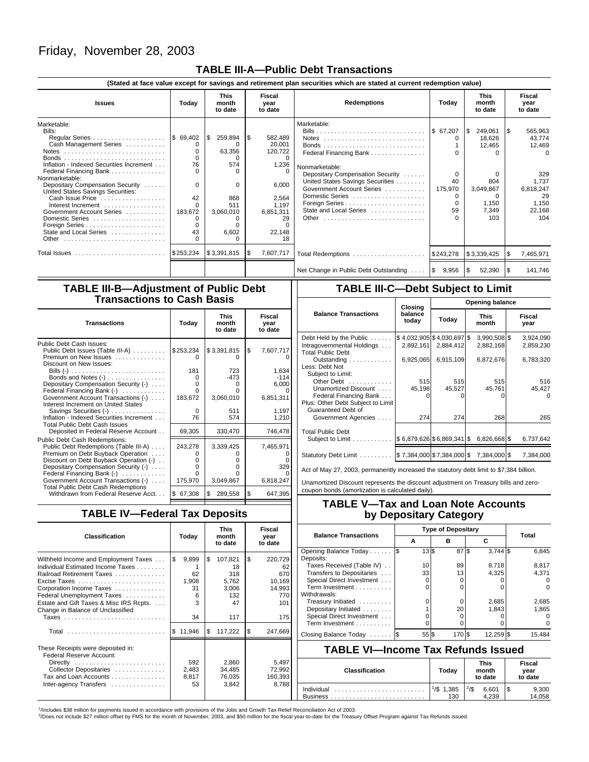# Friday, November 28, 2003

## TABLE III-A—Public Debt Transactions

(Stated at face value except for savings and retirement plan securities which are stated at current redemption value)

| Issues | Today | This month to date | Fiscal year to date |
|---|---|---|---|
| Marketable: | | | |
| Bills: | | | |
| Regular Series | $ 69,402 | $ 259,894 | $ 582,489 |
| Cash Management Series | 0 | 0 | 20,001 |
| Notes | 0 | 63,356 | 120,722 |
| Bonds | 0 | 0 | 0 |
| Inflation - Indexed Securities Increment | 76 | 574 | 1,236 |
| Federal Financing Bank | 0 | 0 | 0 |
| Nonmarketable: | | | |
| Depositary Compensation Security | 0 | 0 | 6,000 |
| United States Savings Securities: | | | |
| Cash Issue Price | 42 | 868 | 2,564 |
| Interest Increment | 0 | 511 | 1,197 |
| Government Account Series | 183,672 | 3,060,010 | 6,851,311 |
| Domestic Series | 0 | 0 | 29 |
| Foreign Series | 0 | 0 | 0 |
| State and Local Series | 43 | 6,602 | 22,148 |
| Other | 0 | 0 | 18 |
| Total Issues | $253,234 | $3,391,815 | $ 7,607,717 |

| Redemptions | Today | This month to date | Fiscal year to date |
|---|---|---|---|
| Marketable: | | | |
| Bills | $ 67,207 | $ 249,061 | $ 565,963 |
| Notes | 0 | 18,626 | 43,774 |
| Bonds | 1 | 12,465 | 12,469 |
| Federal Financing Bank | 0 | 0 | 0 |
| Nonmarketable: | | | |
| Depositary Compensation Security | 0 | 0 | 329 |
| United States Savings Securities | 40 | 804 | 1,737 |
| Government Account Series | 175,970 | 3,049,867 | 6,818,247 |
| Domestic Series | 0 | 0 | 29 |
| Foreign Series | 0 | 1,150 | 1,150 |
| State and Local Series | 59 | 7,349 | 22,168 |
| Other | 0 | 103 | 104 |
| Total Redemptions | $243,278 | $3,339,425 | $ 7,465,971 |
| Net Change in Public Debt Outstanding | $ 9,956 | $ 52,390 | $ 141,746 |

## TABLE III-B—Adjustment of Public Debt Transactions to Cash Basis

| Transactions | Today | This month to date | Fiscal year to date |
|---|---|---|---|
| Public Debt Cash Issues: | | | |
| Public Debt Issues (Table III-A) | $253,234 | $3,391,815 | $ 7,607,717 |
| Premium on New Issues | 0 | 0 | 0 |
| Discount on New Issues: | | | |
| Bills (-) | 181 | 723 | 1,634 |
| Bonds and Notes (-) | 0 | -473 | -114 |
| Depositary Compensation Security (-) | 0 | 0 | 6,000 |
| Federal Financing Bank (-) | 0 | 0 | 0 |
| Government Account Transactions (-) | 183,672 | 3,060,010 | 6,851,311 |
| Interest Increment on United States Savings Securities (-) | 0 | 511 | 1,197 |
| Inflation - Indexed Securities Increment | 76 | 574 | 1,210 |
| Total Public Debt Cash Issues Deposited in Federal Reserve Account | 69,305 | 330,470 | 746,478 |
| Public Debt Cash Redemptions: | | | |
| Public Debt Redemptions (Table III-A) | 243,278 | 3,339,425 | 7,465,971 |
| Premium on Debt Buyback Operation | 0 | 0 | 0 |
| Discount on Debt Buyback Operation (-) | 0 | 0 | 0 |
| Depositary Compensation Security (-) | 0 | 0 | 329 |
| Federal Financing Bank (-) | 0 | 0 | 0 |
| Government Account Transactions (-) | 175,970 | 3,049,867 | 6,818,247 |
| Total Public Debt Cash Redemptions Withdrawn from Federal Reserve Acct. | $ 67,308 | $ 289,558 | $ 647,395 |

## TABLE III-C—Debt Subject to Limit

| Balance Transactions | Closing balance today | Opening balance Today | Opening balance This month | Opening balance Fiscal year |
|---|---|---|---|---|
| Debt Held by the Public | $ 4,032,905 | $ 4,030,697 | $ 3,990,508 | $ 3,924,090 |
| Intragovernmental Holdings | 2,892,161 | 2,884,412 | 2,882,168 | 2,859,230 |
| Total Public Debt Outstanding | 6,925,065 | 6,915,109 | 6,872,676 | 6,783,320 |
| Less: Debt Not Subject to Limit: | | | | |
| Other Debt | 515 | 515 | 515 | 516 |
| Unamortized Discount | 45,198 | 45,527 | 45,761 | 45,427 |
| Federal Financing Bank | 0 | 0 | 0 | 0 |
| Plus: Other Debt Subject to Limit Guaranteed Debt of Government Agencies | 274 | 274 | 268 | 265 |
| Total Public Debt Subject to Limit | $ 6,879,626 | $ 6,869,341 | $ 6,826,668 | $ 6,737,642 |
| Statutory Debt Limit | $ 7,384,000 | $ 7,384,000 | $ 7,384,000 | $ 7,384,000 |

Act of May 27, 2003, permanently increased the statutory debt limit to $7,384 billion.

Unamortized Discount represents the discount adjustment on Treasury bills and zero-coupon bonds (amortization is calculated daily).

## TABLE IV—Federal Tax Deposits

| Classification | Today | This month to date | Fiscal year to date |
|---|---|---|---|
| Withheld Income and Employment Taxes | $ 9,899 | $ 107,821 | $ 220,729 |
| Individual Estimated Income Taxes | 1 | 18 | 62 |
| Railroad Retirement Taxes | 62 | 318 | 670 |
| Excise Taxes | 1,908 | 5,762 | 10,169 |
| Corporation Income Taxes | 31 | 3,006 | 14,993 |
| Federal Unemployment Taxes | 6 | 132 | 770 |
| Estate and Gift Taxes & Misc IRS Rcpts. | 3 | 47 | 101 |
| Change in Balance of Unclassified Taxes | 34 | 117 | 175 |
| Total | $ 11,946 | $ 117,222 | $ 247,669 |
| These Receipts were deposited in: | | | |
| Federal Reserve Account: | | | |
| Directly | 592 | 2,860 | 5,497 |
| Collector Depositaries | 2,483 | 34,485 | 72,992 |
| Tax and Loan Accounts | 8,817 | 76,035 | 160,393 |
| Inter-agency Transfers | 53 | 3,842 | 8,788 |

## TABLE V—Tax and Loan Note Accounts by Depositary Category

| Balance Transactions | Type of Depositary A | B | C | Total |
|---|---|---|---|---|
| Opening Balance Today | $ 13 | $ 87 | $ 3,744 | $ 6,845 |
| Deposits: | | | | |
| Taxes Received (Table IV) | 10 | 89 | 8,718 | 8,817 |
| Transfers to Depositaries | 33 | 13 | 4,325 | 4,371 |
| Special Direct Investment | 0 | 0 | 0 | 0 |
| Term Investment | 0 | 0 | 0 | 0 |
| Withdrawals: | | | | |
| Treasury Initiated | 0 | 0 | 2,685 | 2,685 |
| Depositary Initiated | 1 | 20 | 1,843 | 1,865 |
| Special Direct Investment | 0 | 0 | 0 | 0 |
| Term Investment | 0 | 0 | 0 | 0 |
| Closing Balance Today | $ 55 | $ 170 | $ 12,259 | $ 15,484 |

## TABLE VI—Income Tax Refunds Issued

| Classification | Today | This month to date | Fiscal year to date |
|---|---|---|---|
| Individual | [1]$ 1,385 | [2]$ 6,601 | $ 9,300 |
| Business | 130 | 4,239 | 14,058 |

[1]Includes $38 million for payments issued in accordance with provisions of the Jobs and Growth Tax Relief Reconciliation Act of 2003.

[2]Does not include $27 million offset by FMS for the month of November, 2003, and $50 million for the fiscal year-to-date for the Treasury Offset Program against Tax Refunds issued.